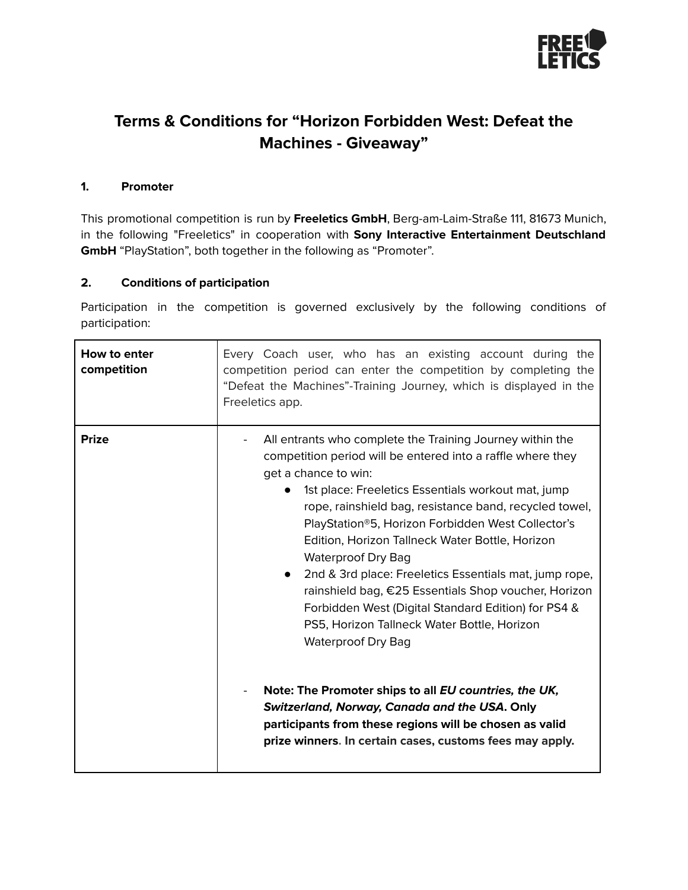# Terms & Conditions for "Horizon Forbidden West: Defeat the Machines - Giveaway"

## 1. Promoter

This promotional competition is run by **Freeletics GmbH**, Berg-am-Laim-Straße 111, 81673 Munich, in the following "Freeletics" in cooperation with **Sony Interactive Entertainment Deutschland GmbH** "PlayStation", both together in the following as "Promoter".

## 2. Conditions of participation

Participation in the competition is governed exclusively by the following conditions of participation:

| | |
|---|---|
| **How to enter competition** | Every Coach user, who has an existing account during the competition period can enter the competition by completing the "Defeat the Machines"-Training Journey, which is displayed in the Freeletics app. |
| **Prize** | - All entrants who complete the Training Journey within the competition period will be entered into a raffle where they get a chance to win:<br>• 1st place: Freeletics Essentials workout mat, jump rope, rainshield bag, resistance band, recycled towel, PlayStation®5, Horizon Forbidden West Collector's Edition, Horizon Tallneck Water Bottle, Horizon Waterproof Dry Bag<br>• 2nd & 3rd place: Freeletics Essentials mat, jump rope, rainshield bag, €25 Essentials Shop voucher, Horizon Forbidden West (Digital Standard Edition) for PS4 & PS5, Horizon Tallneck Water Bottle, Horizon Waterproof Dry Bag<br><br>- **Note: The Promoter ships to all *EU countries, the UK, Switzerland, Norway, Canada and the USA*. Only participants from these regions will be chosen as valid prize winners. In certain cases, customs fees may apply.** |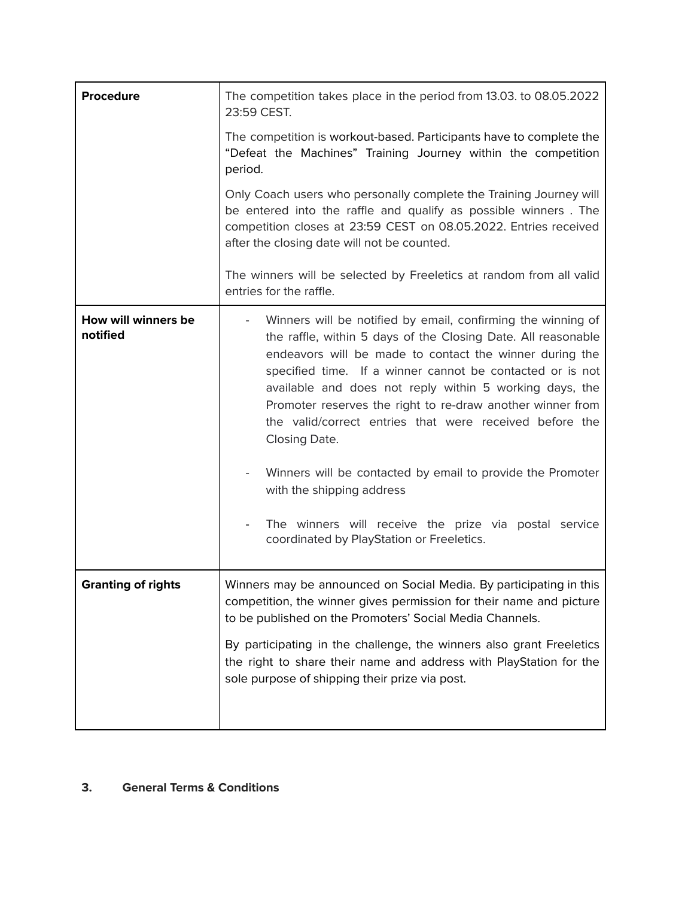| | |
|---|---|
| **Procedure** | The competition takes place in the period from 13.03. to 08.05.2022 23:59 CEST.<br><br>The competition is workout-based. Participants have to complete the "Defeat the Machines" Training Journey within the competition period.<br><br>Only Coach users who personally complete the Training Journey will be entered into the raffle and qualify as possible winners . The competition closes at 23:59 CEST on 08.05.2022. Entries received after the closing date will not be counted.<br><br>The winners will be selected by Freeletics at random from all valid entries for the raffle. |
| **How will winners be notified** | - Winners will be notified by email, confirming the winning of the raffle, within 5 days of the Closing Date. All reasonable endeavors will be made to contact the winner during the specified time. If a winner cannot be contacted or is not available and does not reply within 5 working days, the Promoter reserves the right to re-draw another winner from the valid/correct entries that were received before the Closing Date.<br><br>- Winners will be contacted by email to provide the Promoter with the shipping address<br><br>- The winners will receive the prize via postal service coordinated by PlayStation or Freeletics. |
| **Granting of rights** | Winners may be announced on Social Media. By participating in this competition, the winner gives permission for their name and picture to be published on the Promoters' Social Media Channels.<br><br>By participating in the challenge, the winners also grant Freeletics the right to share their name and address with PlayStation for the sole purpose of shipping their prize via post. |

## 3. General Terms & Conditions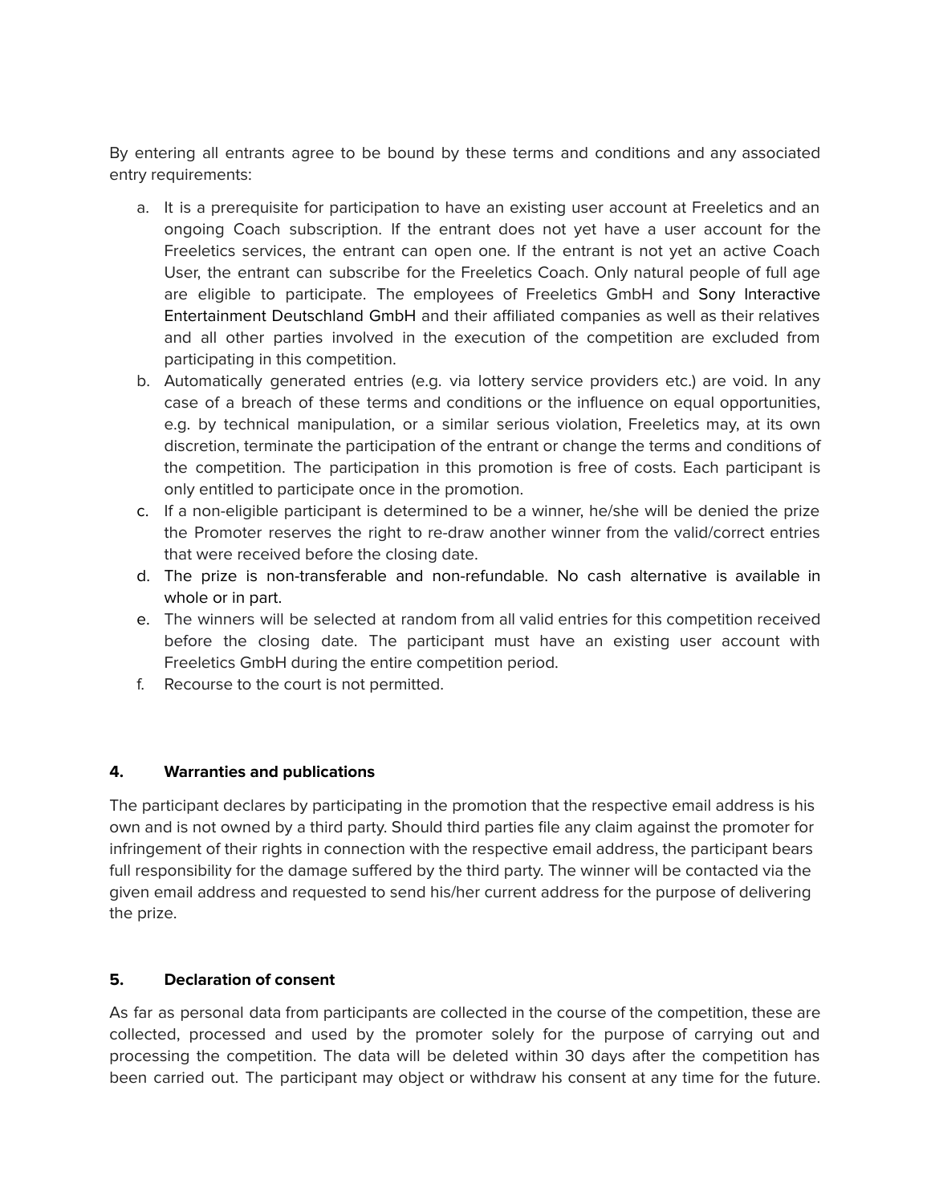By entering all entrants agree to be bound by these terms and conditions and any associated entry requirements:

a. It is a prerequisite for participation to have an existing user account at Freeletics and an ongoing Coach subscription. If the entrant does not yet have a user account for the Freeletics services, the entrant can open one. If the entrant is not yet an active Coach User, the entrant can subscribe for the Freeletics Coach. Only natural people of full age are eligible to participate. The employees of Freeletics GmbH and Sony Interactive Entertainment Deutschland GmbH and their affiliated companies as well as their relatives and all other parties involved in the execution of the competition are excluded from participating in this competition.
b. Automatically generated entries (e.g. via lottery service providers etc.) are void. In any case of a breach of these terms and conditions or the influence on equal opportunities, e.g. by technical manipulation, or a similar serious violation, Freeletics may, at its own discretion, terminate the participation of the entrant or change the terms and conditions of the competition. The participation in this promotion is free of costs. Each participant is only entitled to participate once in the promotion.
c. If a non-eligible participant is determined to be a winner, he/she will be denied the prize the Promoter reserves the right to re-draw another winner from the valid/correct entries that were received before the closing date.
d. The prize is non-transferable and non-refundable. No cash alternative is available in whole or in part.
e. The winners will be selected at random from all valid entries for this competition received before the closing date. The participant must have an existing user account with Freeletics GmbH during the entire competition period.
f. Recourse to the court is not permitted.

## 4. Warranties and publications

The participant declares by participating in the promotion that the respective email address is his own and is not owned by a third party. Should third parties file any claim against the promoter for infringement of their rights in connection with the respective email address, the participant bears full responsibility for the damage suffered by the third party. The winner will be contacted via the given email address and requested to send his/her current address for the purpose of delivering the prize.

## 5. Declaration of consent

As far as personal data from participants are collected in the course of the competition, these are collected, processed and used by the promoter solely for the purpose of carrying out and processing the competition. The data will be deleted within 30 days after the competition has been carried out. The participant may object or withdraw his consent at any time for the future.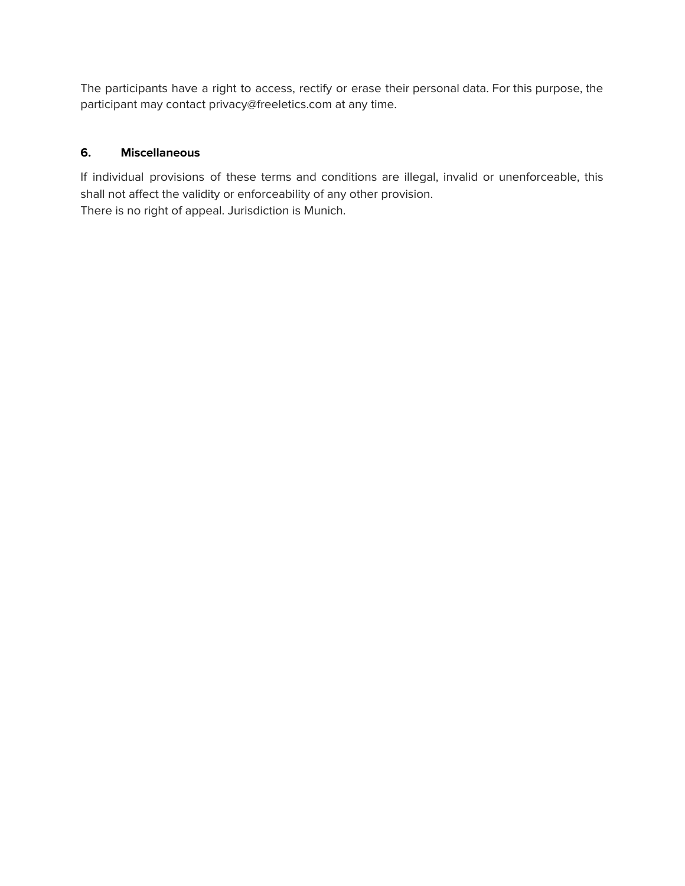The participants have a right to access, rectify or erase their personal data. For this purpose, the participant may contact privacy@freeletics.com at any time.

## 6. Miscellaneous

If individual provisions of these terms and conditions are illegal, invalid or unenforceable, this shall not affect the validity or enforceability of any other provision.
There is no right of appeal. Jurisdiction is Munich.